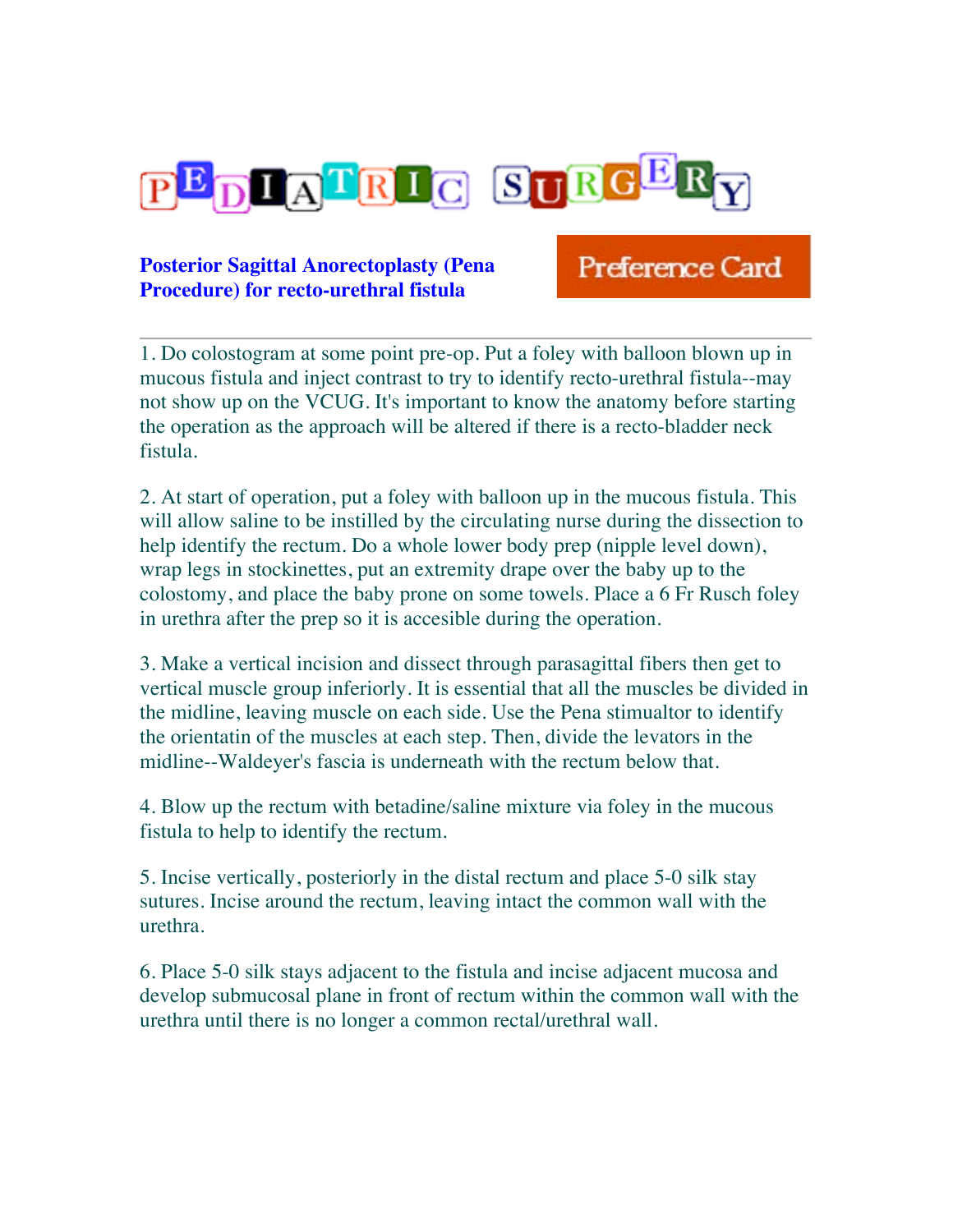# PEDIATRIC SURGERY

## Posterior Sagittal Anorectoplasty (Pena Procedure) for recto-urethral fistula

**Preference Card**

---

1. Do colostogram at some point pre-op. Put a foley with balloon blown up in mucous fistula and inject contrast to try to identify recto-urethral fistula--may not show up on the VCUG. It's important to know the anatomy before starting the operation as the approach will be altered if there is a recto-bladder neck fistula.

2. At start of operation, put a foley with balloon up in the mucous fistula. This will allow saline to be instilled by the circulating nurse during the dissection to help identify the rectum. Do a whole lower body prep (nipple level down), wrap legs in stockinettes, put an extremity drape over the baby up to the colostomy, and place the baby prone on some towels. Place a 6 Fr Rusch foley in urethra after the prep so it is accesible during the operation.

3. Make a vertical incision and dissect through parasagittal fibers then get to vertical muscle group inferiorly. It is essential that all the muscles be divided in the midline, leaving muscle on each side. Use the Pena stimualtor to identify the orientatin of the muscles at each step. Then, divide the levators in the midline--Waldeyer's fascia is underneath with the rectum below that.

4. Blow up the rectum with betadine/saline mixture via foley in the mucous fistula to help to identify the rectum.

5. Incise vertically, posteriorly in the distal rectum and place 5-0 silk stay sutures. Incise around the rectum, leaving intact the common wall with the urethra.

6. Place 5-0 silk stays adjacent to the fistula and incise adjacent mucosa and develop submucosal plane in front of rectum within the common wall with the urethra until there is no longer a common rectal/urethral wall.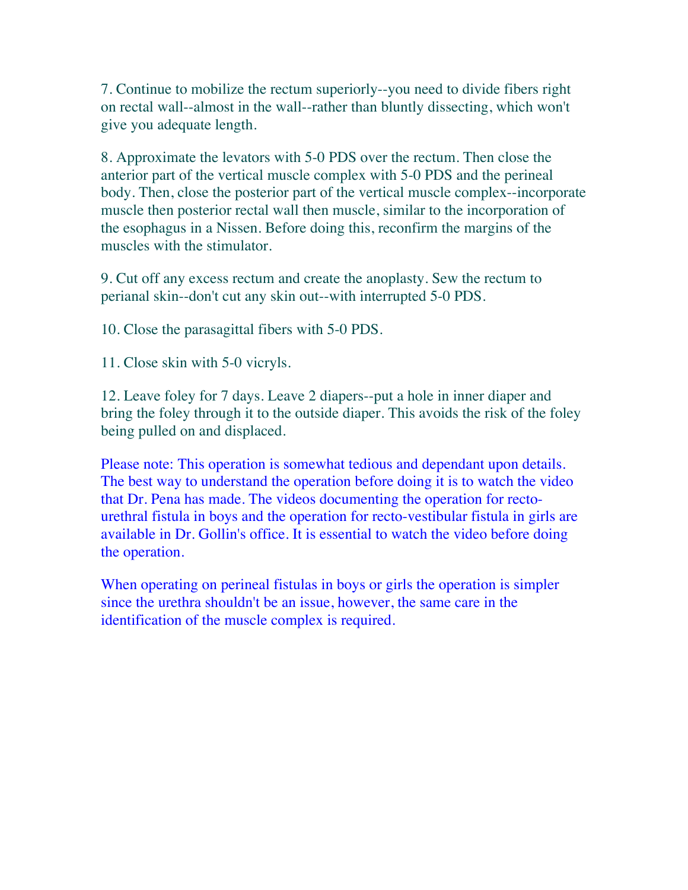7. Continue to mobilize the rectum superiorly--you need to divide fibers right on rectal wall--almost in the wall--rather than bluntly dissecting, which won't give you adequate length.

8. Approximate the levators with 5-0 PDS over the rectum. Then close the anterior part of the vertical muscle complex with 5-0 PDS and the perineal body. Then, close the posterior part of the vertical muscle complex--incorporate muscle then posterior rectal wall then muscle, similar to the incorporation of the esophagus in a Nissen. Before doing this, reconfirm the margins of the muscles with the stimulator.

9. Cut off any excess rectum and create the anoplasty. Sew the rectum to perianal skin--don't cut any skin out--with interrupted 5-0 PDS.

10. Close the parasagittal fibers with 5-0 PDS.

11. Close skin with 5-0 vicryls.

12. Leave foley for 7 days. Leave 2 diapers--put a hole in inner diaper and bring the foley through it to the outside diaper. This avoids the risk of the foley being pulled on and displaced.

Please note: This operation is somewhat tedious and dependant upon details. The best way to understand the operation before doing it is to watch the video that Dr. Pena has made. The videos documenting the operation for recto-urethral fistula in boys and the operation for recto-vestibular fistula in girls are available in Dr. Gollin's office. It is essential to watch the video before doing the operation.

When operating on perineal fistulas in boys or girls the operation is simpler since the urethra shouldn't be an issue, however, the same care in the identification of the muscle complex is required.